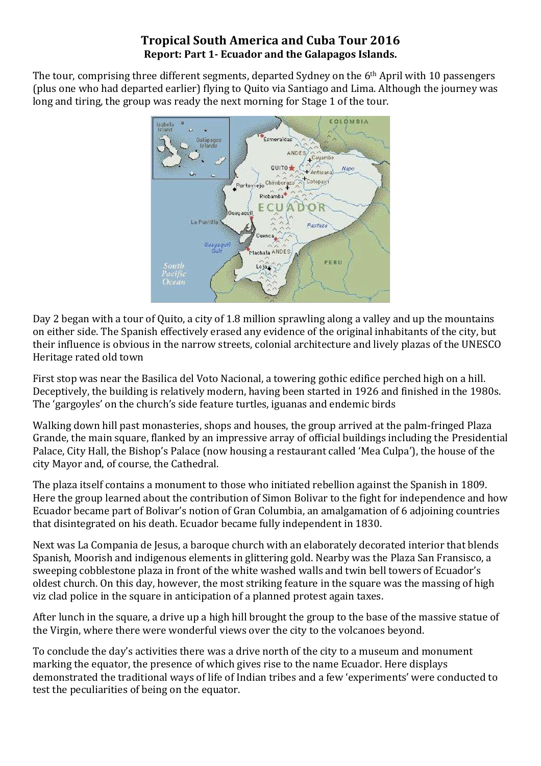# Tropical South America and Cuba Tour 2016

## Report: Part 1- Ecuador and the Galapagos Islands.

The tour, comprising three different segments, departed Sydney on the 6th April with 10 passengers (plus one who had departed earlier) flying to Quito via Santiago and Lima. Although the journey was long and tiring, the group was ready the next morning for Stage 1 of the tour.

Day 2 began with a tour of Quito, a city of 1.8 million sprawling along a valley and up the mountains on either side. The Spanish effectively erased any evidence of the original inhabitants of the city, but their influence is obvious in the narrow streets, colonial architecture and lively plazas of the UNESCO Heritage rated old town

First stop was near the Basilica del Voto Nacional, a towering gothic edifice perched high on a hill. Deceptively, the building is relatively modern, having been started in 1926 and finished in the 1980s. The 'gargoyles' on the church's side feature turtles, iguanas and endemic birds

Walking down hill past monasteries, shops and houses, the group arrived at the palm-fringed Plaza Grande, the main square, flanked by an impressive array of official buildings including the Presidential Palace, City Hall, the Bishop's Palace (now housing a restaurant called 'Mea Culpa'), the house of the city Mayor and, of course, the Cathedral.

The plaza itself contains a monument to those who initiated rebellion against the Spanish in 1809. Here the group learned about the contribution of Simon Bolivar to the fight for independence and how Ecuador became part of Bolivar's notion of Gran Columbia, an amalgamation of 6 adjoining countries that disintegrated on his death. Ecuador became fully independent in 1830.

Next was La Compania de Jesus, a baroque church with an elaborately decorated interior that blends Spanish, Moorish and indigenous elements in glittering gold. Nearby was the Plaza San Fransisco, a sweeping cobblestone plaza in front of the white washed walls and twin bell towers of Ecuador's oldest church. On this day, however, the most striking feature in the square was the massing of high viz clad police in the square in anticipation of a planned protest again taxes.

After lunch in the square, a drive up a high hill brought the group to the base of the massive statue of the Virgin, where there were wonderful views over the city to the volcanoes beyond.

To conclude the day's activities there was a drive north of the city to a museum and monument marking the equator, the presence of which gives rise to the name Ecuador. Here displays demonstrated the traditional ways of life of Indian tribes and a few 'experiments' were conducted to test the peculiarities of being on the equator.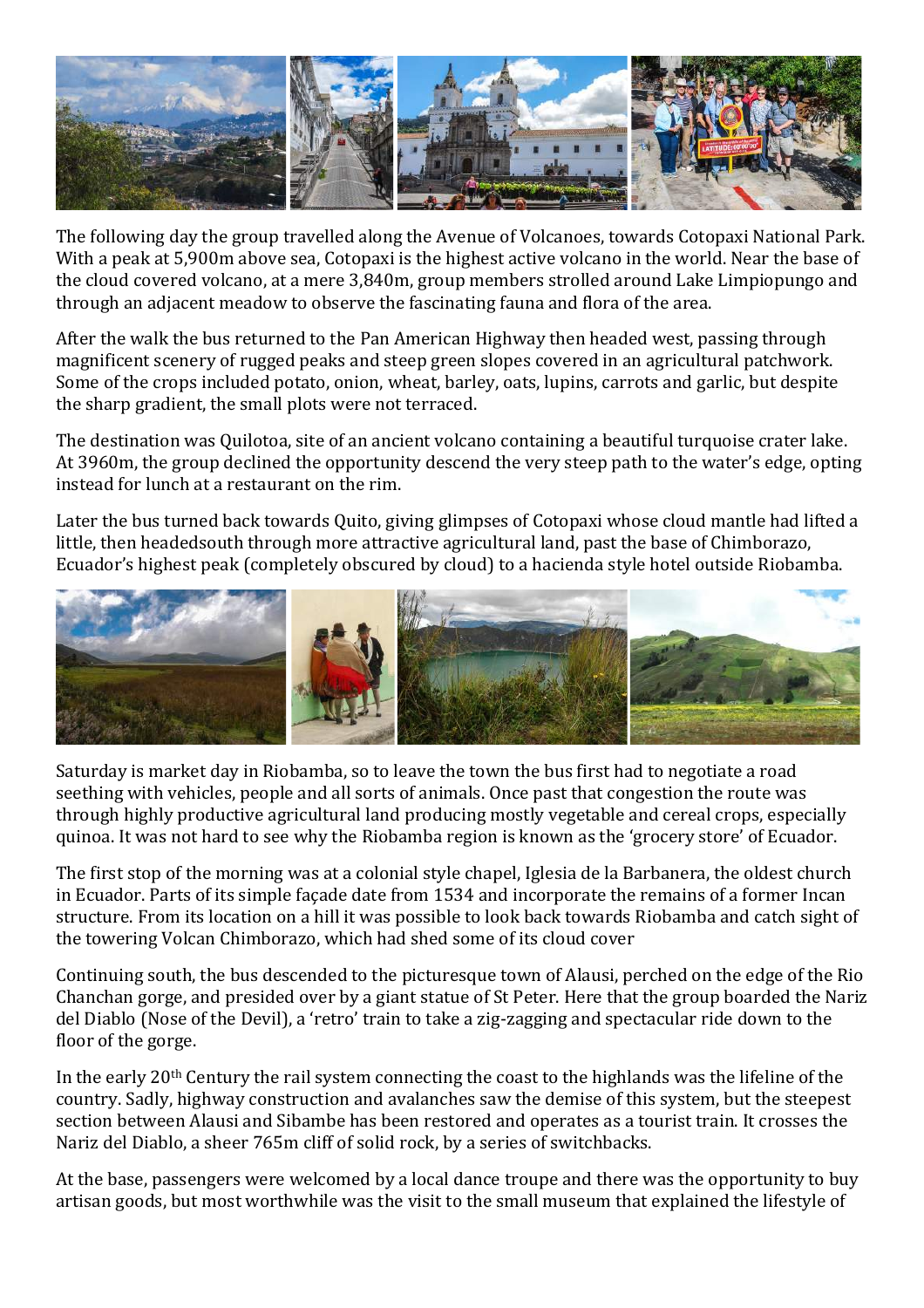The following day the group travelled along the Avenue of Volcanoes, towards Cotopaxi National Park. With a peak at 5,900m above sea, Cotopaxi is the highest active volcano in the world. Near the base of the cloud covered volcano, at a mere 3,840m, group members strolled around Lake Limpiopungo and through an adjacent meadow to observe the fascinating fauna and flora of the area.

After the walk the bus returned to the Pan American Highway then headed west, passing through magnificent scenery of rugged peaks and steep green slopes covered in an agricultural patchwork. Some of the crops included potato, onion, wheat, barley, oats, lupins, carrots and garlic, but despite the sharp gradient, the small plots were not terraced.

The destination was Quilotoa, site of an ancient volcano containing a beautiful turquoise crater lake. At 3960m, the group declined the opportunity descend the very steep path to the water's edge, opting instead for lunch at a restaurant on the rim.

Later the bus turned back towards Quito, giving glimpses of Cotopaxi whose cloud mantle had lifted a little, then headedsouth through more attractive agricultural land, past the base of Chimborazo, Ecuador's highest peak (completely obscured by cloud) to a hacienda style hotel outside Riobamba.

Saturday is market day in Riobamba, so to leave the town the bus first had to negotiate a road seething with vehicles, people and all sorts of animals. Once past that congestion the route was through highly productive agricultural land producing mostly vegetable and cereal crops, especially quinoa. It was not hard to see why the Riobamba region is known as the 'grocery store' of Ecuador.

The first stop of the morning was at a colonial style chapel, Iglesia de la Barbanera, the oldest church in Ecuador. Parts of its simple façade date from 1534 and incorporate the remains of a former Incan structure. From its location on a hill it was possible to look back towards Riobamba and catch sight of the towering Volcan Chimborazo, which had shed some of its cloud cover

Continuing south, the bus descended to the picturesque town of Alausi, perched on the edge of the Rio Chanchan gorge, and presided over by a giant statue of St Peter. Here that the group boarded the Nariz del Diablo (Nose of the Devil), a 'retro' train to take a zig-zagging and spectacular ride down to the floor of the gorge.

In the early 20th Century the rail system connecting the coast to the highlands was the lifeline of the country. Sadly, highway construction and avalanches saw the demise of this system, but the steepest section between Alausi and Sibambe has been restored and operates as a tourist train. It crosses the Nariz del Diablo, a sheer 765m cliff of solid rock, by a series of switchbacks.

At the base, passengers were welcomed by a local dance troupe and there was the opportunity to buy artisan goods, but most worthwhile was the visit to the small museum that explained the lifestyle of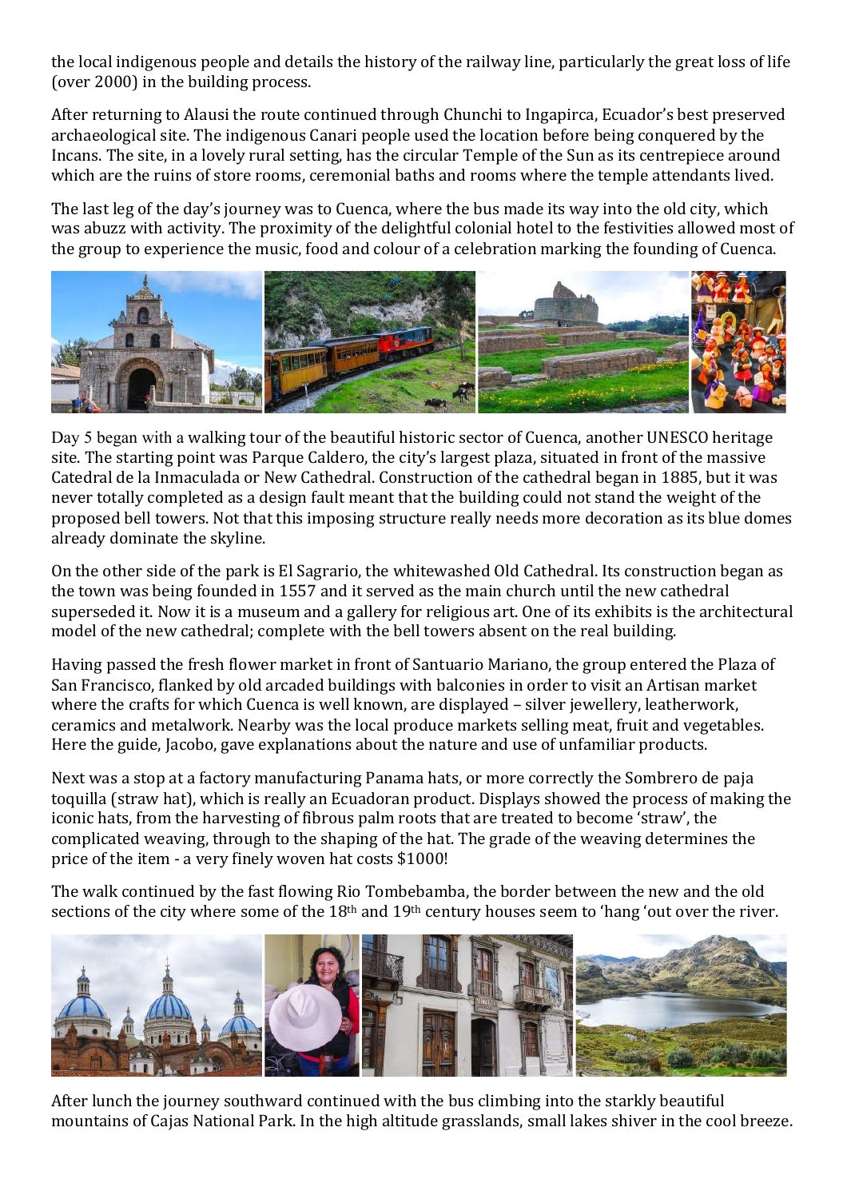the local indigenous people and details the history of the railway line, particularly the great loss of life (over 2000) in the building process.

After returning to Alausi the route continued through Chunchi to Ingapirca, Ecuador's best preserved archaeological site. The indigenous Canari people used the location before being conquered by the Incans. The site, in a lovely rural setting, has the circular Temple of the Sun as its centrepiece around which are the ruins of store rooms, ceremonial baths and rooms where the temple attendants lived.

The last leg of the day's journey was to Cuenca, where the bus made its way into the old city, which was abuzz with activity. The proximity of the delightful colonial hotel to the festivities allowed most of the group to experience the music, food and colour of a celebration marking the founding of Cuenca.

Day 5 began with a walking tour of the beautiful historic sector of Cuenca, another UNESCO heritage site. The starting point was Parque Caldero, the city's largest plaza, situated in front of the massive Catedral de la Inmaculada or New Cathedral. Construction of the cathedral began in 1885, but it was never totally completed as a design fault meant that the building could not stand the weight of the proposed bell towers. Not that this imposing structure really needs more decoration as its blue domes already dominate the skyline.

On the other side of the park is El Sagrario, the whitewashed Old Cathedral. Its construction began as the town was being founded in 1557 and it served as the main church until the new cathedral superseded it. Now it is a museum and a gallery for religious art. One of its exhibits is the architectural model of the new cathedral; complete with the bell towers absent on the real building.

Having passed the fresh flower market in front of Santuario Mariano, the group entered the Plaza of San Francisco, flanked by old arcaded buildings with balconies in order to visit an Artisan market where the crafts for which Cuenca is well known, are displayed – silver jewellery, leatherwork, ceramics and metalwork. Nearby was the local produce markets selling meat, fruit and vegetables. Here the guide, Jacobo, gave explanations about the nature and use of unfamiliar products.

Next was a stop at a factory manufacturing Panama hats, or more correctly the Sombrero de paja toquilla (straw hat), which is really an Ecuadoran product. Displays showed the process of making the iconic hats, from the harvesting of fibrous palm roots that are treated to become 'straw', the complicated weaving, through to the shaping of the hat. The grade of the weaving determines the price of the item - a very finely woven hat costs $1000!

The walk continued by the fast flowing Rio Tombebamba, the border between the new and the old sections of the city where some of the 18th and 19th century houses seem to 'hang 'out over the river.

After lunch the journey southward continued with the bus climbing into the starkly beautiful mountains of Cajas National Park. In the high altitude grasslands, small lakes shiver in the cool breeze.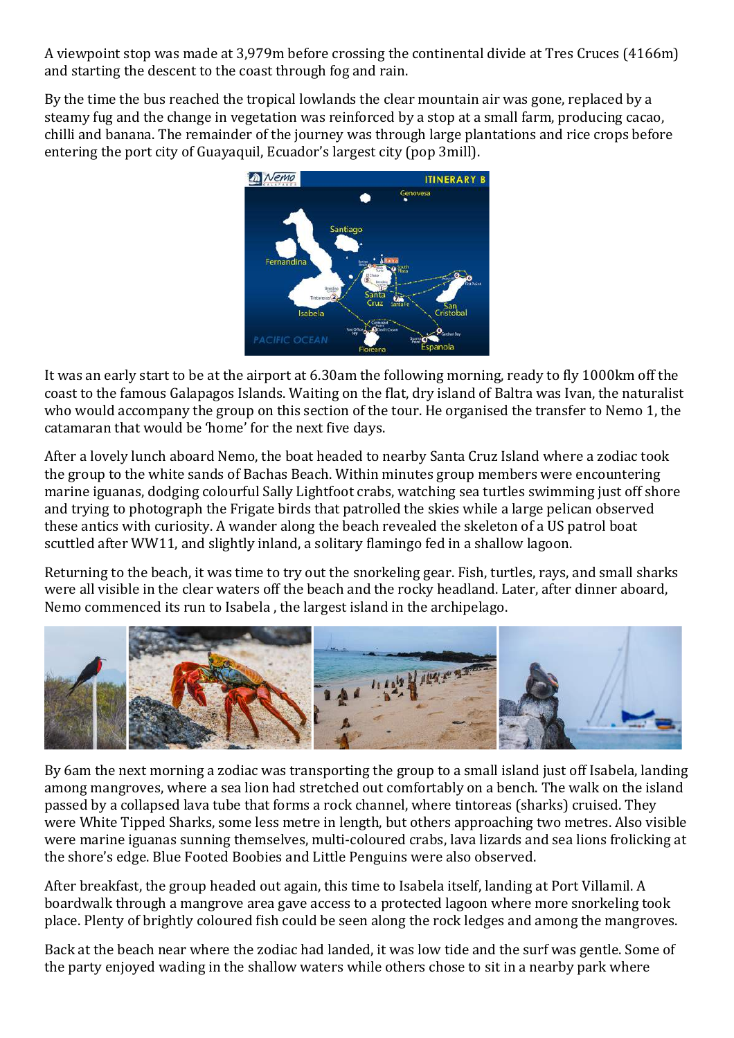A viewpoint stop was made at 3,979m before crossing the continental divide at Tres Cruces (4166m) and starting the descent to the coast through fog and rain.

By the time the bus reached the tropical lowlands the clear mountain air was gone, replaced by a steamy fug and the change in vegetation was reinforced by a stop at a small farm, producing cacao, chilli and banana. The remainder of the journey was through large plantations and rice crops before entering the port city of Guayaquil, Ecuador's largest city (pop 3mill).

It was an early start to be at the airport at 6.30am the following morning, ready to fly 1000km off the coast to the famous Galapagos Islands. Waiting on the flat, dry island of Baltra was Ivan, the naturalist who would accompany the group on this section of the tour. He organised the transfer to Nemo 1, the catamaran that would be 'home' for the next five days.

After a lovely lunch aboard Nemo, the boat headed to nearby Santa Cruz Island where a zodiac took the group to the white sands of Bachas Beach. Within minutes group members were encountering marine iguanas, dodging colourful Sally Lightfoot crabs, watching sea turtles swimming just off shore and trying to photograph the Frigate birds that patrolled the skies while a large pelican observed these antics with curiosity. A wander along the beach revealed the skeleton of a US patrol boat scuttled after WW11, and slightly inland, a solitary flamingo fed in a shallow lagoon.

Returning to the beach, it was time to try out the snorkeling gear. Fish, turtles, rays, and small sharks were all visible in the clear waters off the beach and the rocky headland. Later, after dinner aboard, Nemo commenced its run to Isabela , the largest island in the archipelago.

By 6am the next morning a zodiac was transporting the group to a small island just off Isabela, landing among mangroves, where a sea lion had stretched out comfortably on a bench. The walk on the island passed by a collapsed lava tube that forms a rock channel, where tintoreas (sharks) cruised. They were White Tipped Sharks, some less metre in length, but others approaching two metres. Also visible were marine iguanas sunning themselves, multi-coloured crabs, lava lizards and sea lions frolicking at the shore's edge. Blue Footed Boobies and Little Penguins were also observed.

After breakfast, the group headed out again, this time to Isabela itself, landing at Port Villamil. A boardwalk through a mangrove area gave access to a protected lagoon where more snorkeling took place. Plenty of brightly coloured fish could be seen along the rock ledges and among the mangroves.

Back at the beach near where the zodiac had landed, it was low tide and the surf was gentle. Some of the party enjoyed wading in the shallow waters while others chose to sit in a nearby park where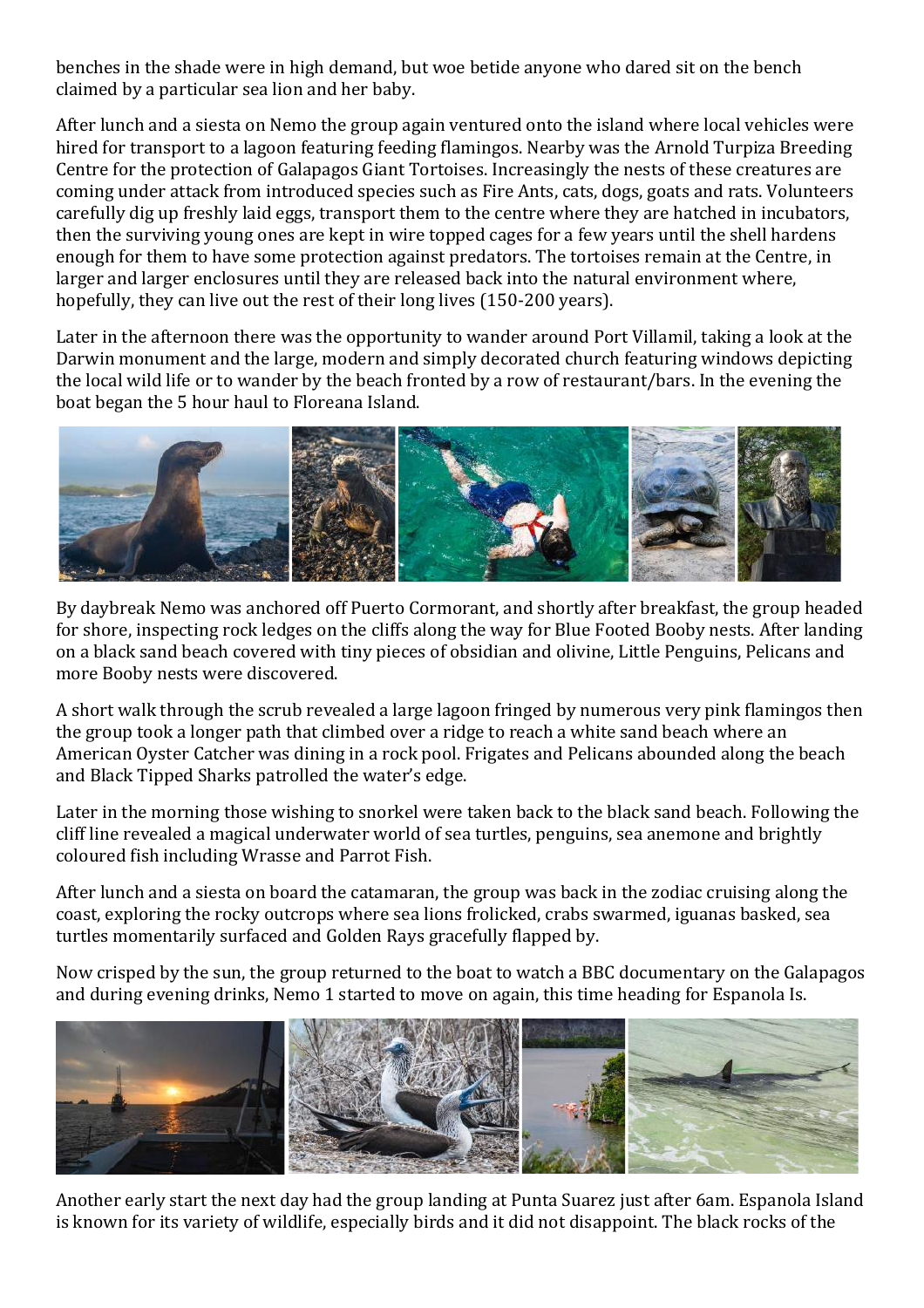benches in the shade were in high demand, but woe betide anyone who dared sit on the bench claimed by a particular sea lion and her baby.

After lunch and a siesta on Nemo the group again ventured onto the island where local vehicles were hired for transport to a lagoon featuring feeding flamingos. Nearby was the Arnold Turpiza Breeding Centre for the protection of Galapagos Giant Tortoises. Increasingly the nests of these creatures are coming under attack from introduced species such as Fire Ants, cats, dogs, goats and rats. Volunteers carefully dig up freshly laid eggs, transport them to the centre where they are hatched in incubators, then the surviving young ones are kept in wire topped cages for a few years until the shell hardens enough for them to have some protection against predators. The tortoises remain at the Centre, in larger and larger enclosures until they are released back into the natural environment where, hopefully, they can live out the rest of their long lives (150-200 years).

Later in the afternoon there was the opportunity to wander around Port Villamil, taking a look at the Darwin monument and the large, modern and simply decorated church featuring windows depicting the local wild life or to wander by the beach fronted by a row of restaurant/bars. In the evening the boat began the 5 hour haul to Floreana Island.

By daybreak Nemo was anchored off Puerto Cormorant, and shortly after breakfast, the group headed for shore, inspecting rock ledges on the cliffs along the way for Blue Footed Booby nests. After landing on a black sand beach covered with tiny pieces of obsidian and olivine, Little Penguins, Pelicans and more Booby nests were discovered.

A short walk through the scrub revealed a large lagoon fringed by numerous very pink flamingos then the group took a longer path that climbed over a ridge to reach a white sand beach where an American Oyster Catcher was dining in a rock pool. Frigates and Pelicans abounded along the beach and Black Tipped Sharks patrolled the water's edge.

Later in the morning those wishing to snorkel were taken back to the black sand beach. Following the cliff line revealed a magical underwater world of sea turtles, penguins, sea anemone and brightly coloured fish including Wrasse and Parrot Fish.

After lunch and a siesta on board the catamaran, the group was back in the zodiac cruising along the coast, exploring the rocky outcrops where sea lions frolicked, crabs swarmed, iguanas basked, sea turtles momentarily surfaced and Golden Rays gracefully flapped by.

Now crisped by the sun, the group returned to the boat to watch a BBC documentary on the Galapagos and during evening drinks, Nemo 1 started to move on again, this time heading for Espanola Is.

Another early start the next day had the group landing at Punta Suarez just after 6am. Espanola Island is known for its variety of wildlife, especially birds and it did not disappoint. The black rocks of the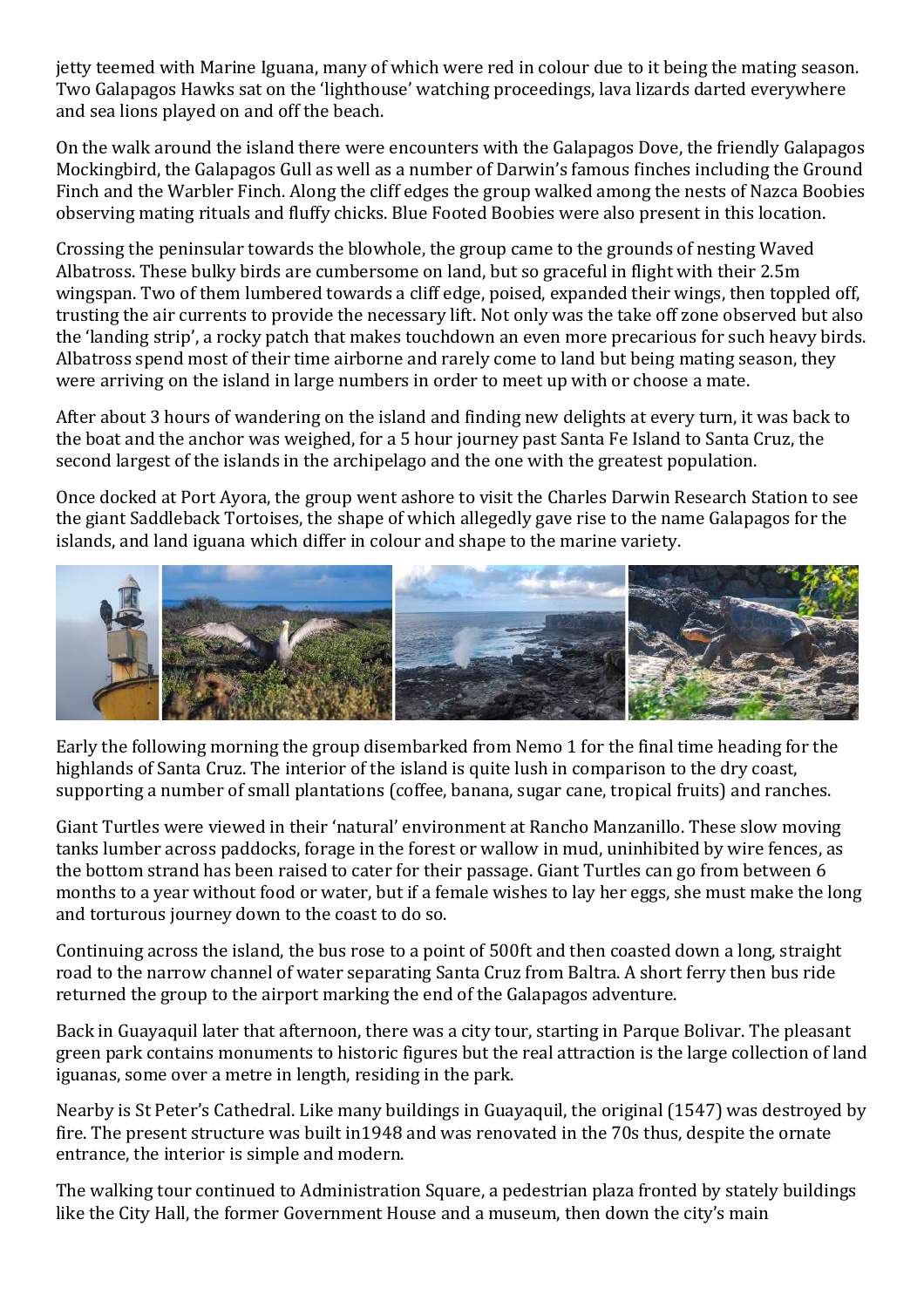jetty teemed with Marine Iguana, many of which were red in colour due to it being the mating season. Two Galapagos Hawks sat on the 'lighthouse' watching proceedings, lava lizards darted everywhere and sea lions played on and off the beach.

On the walk around the island there were encounters with the Galapagos Dove, the friendly Galapagos Mockingbird, the Galapagos Gull as well as a number of Darwin's famous finches including the Ground Finch and the Warbler Finch. Along the cliff edges the group walked among the nests of Nazca Boobies observing mating rituals and fluffy chicks. Blue Footed Boobies were also present in this location.

Crossing the peninsular towards the blowhole, the group came to the grounds of nesting Waved Albatross. These bulky birds are cumbersome on land, but so graceful in flight with their 2.5m wingspan. Two of them lumbered towards a cliff edge, poised, expanded their wings, then toppled off, trusting the air currents to provide the necessary lift. Not only was the take off zone observed but also the 'landing strip', a rocky patch that makes touchdown an even more precarious for such heavy birds. Albatross spend most of their time airborne and rarely come to land but being mating season, they were arriving on the island in large numbers in order to meet up with or choose a mate.

After about 3 hours of wandering on the island and finding new delights at every turn, it was back to the boat and the anchor was weighed, for a 5 hour journey past Santa Fe Island to Santa Cruz, the second largest of the islands in the archipelago and the one with the greatest population.

Once docked at Port Ayora, the group went ashore to visit the Charles Darwin Research Station to see the giant Saddleback Tortoises, the shape of which allegedly gave rise to the name Galapagos for the islands, and land iguana which differ in colour and shape to the marine variety.

Early the following morning the group disembarked from Nemo 1 for the final time heading for the highlands of Santa Cruz. The interior of the island is quite lush in comparison to the dry coast, supporting a number of small plantations (coffee, banana, sugar cane, tropical fruits) and ranches.

Giant Turtles were viewed in their 'natural' environment at Rancho Manzanillo. These slow moving tanks lumber across paddocks, forage in the forest or wallow in mud, uninhibited by wire fences, as the bottom strand has been raised to cater for their passage. Giant Turtles can go from between 6 months to a year without food or water, but if a female wishes to lay her eggs, she must make the long and torturous journey down to the coast to do so.

Continuing across the island, the bus rose to a point of 500ft and then coasted down a long, straight road to the narrow channel of water separating Santa Cruz from Baltra. A short ferry then bus ride returned the group to the airport marking the end of the Galapagos adventure.

Back in Guayaquil later that afternoon, there was a city tour, starting in Parque Bolivar. The pleasant green park contains monuments to historic figures but the real attraction is the large collection of land iguanas, some over a metre in length, residing in the park.

Nearby is St Peter's Cathedral. Like many buildings in Guayaquil, the original (1547) was destroyed by fire. The present structure was built in1948 and was renovated in the 70s thus, despite the ornate entrance, the interior is simple and modern.

The walking tour continued to Administration Square, a pedestrian plaza fronted by stately buildings like the City Hall, the former Government House and a museum, then down the city's main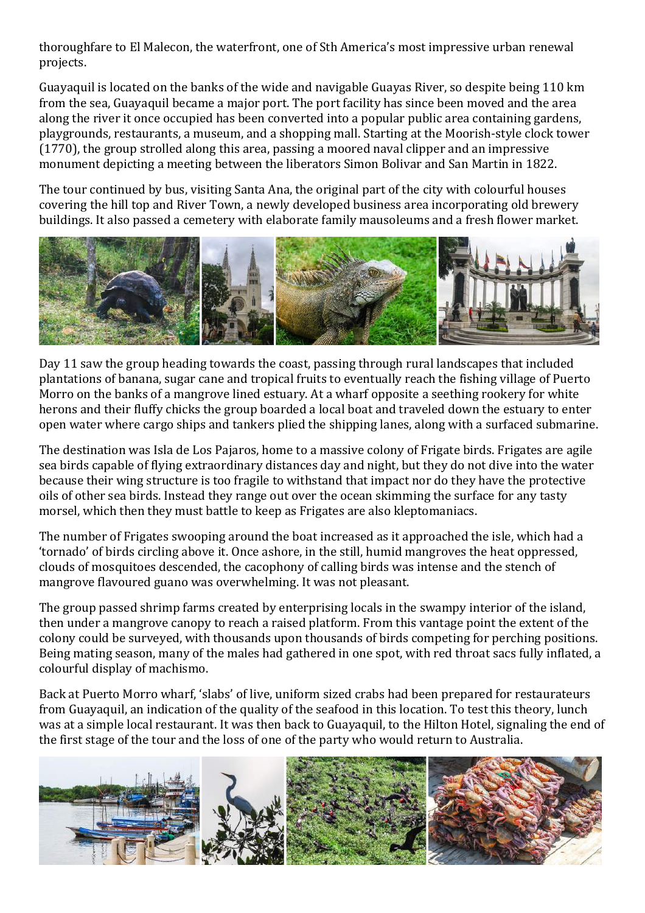thoroughfare to El Malecon, the waterfront, one of Sth America's most impressive urban renewal projects.

Guayaquil is located on the banks of the wide and navigable Guayas River, so despite being 110 km from the sea, Guayaquil became a major port. The port facility has since been moved and the area along the river it once occupied has been converted into a popular public area containing gardens, playgrounds, restaurants, a museum, and a shopping mall. Starting at the Moorish-style clock tower (1770), the group strolled along this area, passing a moored naval clipper and an impressive monument depicting a meeting between the liberators Simon Bolivar and San Martin in 1822.

The tour continued by bus, visiting Santa Ana, the original part of the city with colourful houses covering the hill top and River Town, a newly developed business area incorporating old brewery buildings. It also passed a cemetery with elaborate family mausoleums and a fresh flower market.

Day 11 saw the group heading towards the coast, passing through rural landscapes that included plantations of banana, sugar cane and tropical fruits to eventually reach the fishing village of Puerto Morro on the banks of a mangrove lined estuary. At a wharf opposite a seething rookery for white herons and their fluffy chicks the group boarded a local boat and traveled down the estuary to enter open water where cargo ships and tankers plied the shipping lanes, along with a surfaced submarine.

The destination was Isla de Los Pajaros, home to a massive colony of Frigate birds. Frigates are agile sea birds capable of flying extraordinary distances day and night, but they do not dive into the water because their wing structure is too fragile to withstand that impact nor do they have the protective oils of other sea birds. Instead they range out over the ocean skimming the surface for any tasty morsel, which then they must battle to keep as Frigates are also kleptomaniacs.

The number of Frigates swooping around the boat increased as it approached the isle, which had a 'tornado' of birds circling above it. Once ashore, in the still, humid mangroves the heat oppressed, clouds of mosquitoes descended, the cacophony of calling birds was intense and the stench of mangrove flavoured guano was overwhelming. It was not pleasant.

The group passed shrimp farms created by enterprising locals in the swampy interior of the island, then under a mangrove canopy to reach a raised platform. From this vantage point the extent of the colony could be surveyed, with thousands upon thousands of birds competing for perching positions. Being mating season, many of the males had gathered in one spot, with red throat sacs fully inflated, a colourful display of machismo.

Back at Puerto Morro wharf, 'slabs' of live, uniform sized crabs had been prepared for restaurateurs from Guayaquil, an indication of the quality of the seafood in this location. To test this theory, lunch was at a simple local restaurant. It was then back to Guayaquil, to the Hilton Hotel, signaling the end of the first stage of the tour and the loss of one of the party who would return to Australia.